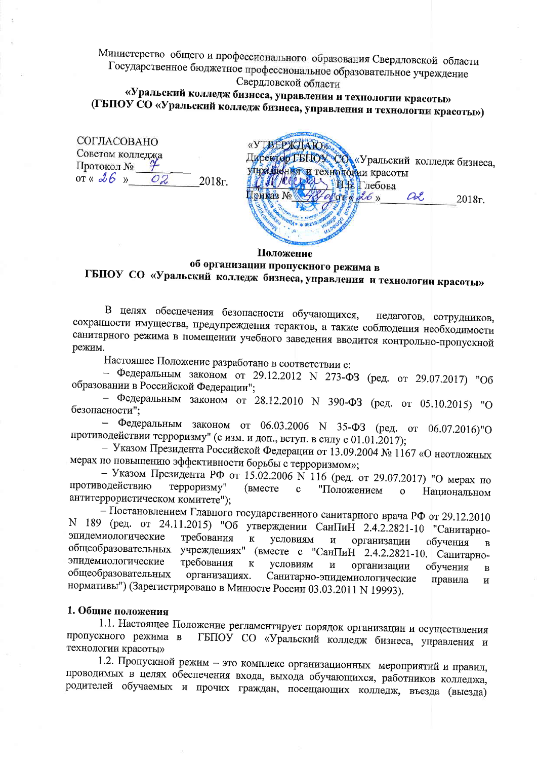Министерство общего и профессионального образования Свердловской области
Государственное бюджетное профессиональное образовательное учреждение
Свердловской области
**«Уральский колледж бизнеса, управления и технологии красоты»**
**(ГБПОУ СО «Уральский колледж бизнеса, управления и технологии красоты»)**

| СОГЛАСОВАНО | «УТВЕРЖДАЮ» |
| --- | --- |
| Советом колледжа | Директор ГБПОУ СО «Уральский колледж бизнеса, управления и технологии красоты |
| Протокол № 7 | Н.В. Глебова |
| от « 26 » 02 2018г. | Приказ № от « 26 » 02 2018г. |

# Положение
## об организации пропускного режима в ГБПОУ СО «Уральский колледж бизнеса, управления и технологии красоты»

В целях обеспечения безопасности обучающихся, педагогов, сотрудников, сохранности имущества, предупреждения терактов, а также соблюдения необходимости санитарного режима в помещении учебного заведения вводится контрольно-пропускной режим.

Настоящее Положение разработано в соответствии с:

– Федеральным законом от 29.12.2012 N 273-ФЗ (ред. от 29.07.2017) "Об образовании в Российской Федерации";

– Федеральным законом от 28.12.2010 N 390-ФЗ (ред. от 05.10.2015) "О безопасности";

– Федеральным законом от 06.03.2006 N 35-ФЗ (ред. от 06.07.2016)"О противодействии терроризму" (с изм. и доп., вступ. в силу с 01.01.2017);

– Указом Президента Российской Федерации от 13.09.2004 № 1167 «О неотложных мерах по повышению эффективности борьбы с терроризмом»;

– Указом Президента РФ от 15.02.2006 N 116 (ред. от 29.07.2017) "О мерах по противодействию терроризму" (вместе с "Положением о Национальном антитеррористическом комитете");

– Постановлением Главного государственного санитарного врача РФ от 29.12.2010 N 189 (ред. от 24.11.2015) "Об утверждении СанПиН 2.4.2.2821-10 "Санитарно-эпидемиологические требования к условиям и организации обучения в общеобразовательных учреждениях" (вместе с "СанПиН 2.4.2.2821-10. Санитарно-эпидемиологические требования к условиям и организации обучения в общеобразовательных организациях. Санитарно-эпидемиологические правила и нормативы") (Зарегистрировано в Минюсте России 03.03.2011 N 19993).

### 1. Общие положения

1.1. Настоящее Положение регламентирует порядок организации и осуществления пропускного режима в ГБПОУ СО «Уральский колледж бизнеса, управления и технологии красоты»

1.2. Пропускной режим – это комплекс организационных мероприятий и правил, проводимых в целях обеспечения входа, выхода обучающихся, работников колледжа, родителей обучаемых и прочих граждан, посещающих колледж, въезда (выезда)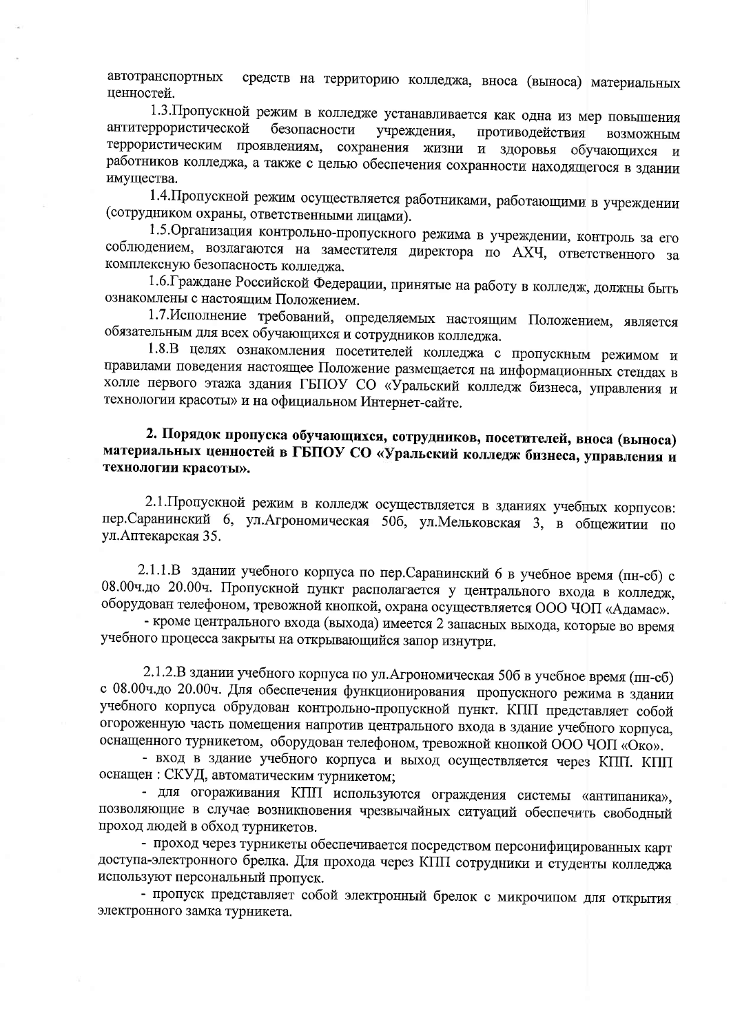автотранспортных средств на территорию колледжа, вноса (выноса) материальных ценностей.

1.3.Пропускной режим в колледже устанавливается как одна из мер повышения антитеррористической безопасности учреждения, противодействия возможным террористическим проявлениям, сохранения жизни и здоровья обучающихся и работников колледжа, а также с целью обеспечения сохранности находящегося в здании имущества.

1.4.Пропускной режим осуществляется работниками, работающими в учреждении (сотрудником охраны, ответственными лицами).

1.5.Организация контрольно-пропускного режима в учреждении, контроль за его соблюдением, возлагаются на заместителя директора по АХЧ, ответственного за комплексную безопасность колледжа.

1.6.Граждане Российской Федерации, принятые на работу в колледж, должны быть ознакомлены с настоящим Положением.

1.7.Исполнение требований, определяемых настоящим Положением, является обязательным для всех обучающихся и сотрудников колледжа.

1.8.В целях ознакомления посетителей колледжа с пропускным режимом и правилами поведения настоящее Положение размещается на информационных стендах в холле первого этажа здания ГБПОУ СО «Уральский колледж бизнеса, управления и технологии красоты» и на официальном Интернет-сайте.

## 2. Порядок пропуска обучающихся, сотрудников, посетителей, вноса (выноса) материальных ценностей в ГБПОУ СО «Уральский колледж бизнеса, управления и технологии красоты».

2.1.Пропускной режим в колледж осуществляется в зданиях учебных корпусов: пер.Саранинский 6, ул.Агрономическая 50б, ул.Мельковская 3, в общежитии по ул.Аптекарская 35.

2.1.1.В здании учебного корпуса по пер.Саранинский 6 в учебное время (пн-сб) с 08.00ч.до 20.00ч. Пропускной пункт располагается у центрального входа в колледж, оборудован телефоном, тревожной кнопкой, охрана осуществляется ООО ЧОП «Адамас».

- кроме центрального входа (выхода) имеется 2 запасных выхода, которые во время учебного процесса закрыты на открывающийся запор изнутри.

2.1.2.В здании учебного корпуса по ул.Агрономическая 50б в учебное время (пн-сб) с 08.00ч.до 20.00ч. Для обеспечения функционирования пропускного режима в здании учебного корпуса обрудован контрольно-пропускной пункт. КПП представляет собой огороженную часть помещения напротив центрального входа в здание учебного корпуса, оснащенного турникетом, оборудован телефоном, тревожной кнопкой ООО ЧОП «Око».

- вход в здание учебного корпуса и выход осуществляется через КПП. КПП оснащен : СКУД, автоматическим турникетом;

- для огораживания КПП используются ограждения системы «антипаника», позволяющие в случае возникновения чрезвычайных ситуаций обеспечить свободный проход людей в обход турникетов.

- проход через турникеты обеспечивается посредством персонифицированных карт доступа-электронного брелка. Для прохода через КПП сотрудники и студенты колледжа используют персональный пропуск.

- пропуск представляет собой электронный брелок с микрочипом для открытия электронного замка турникета.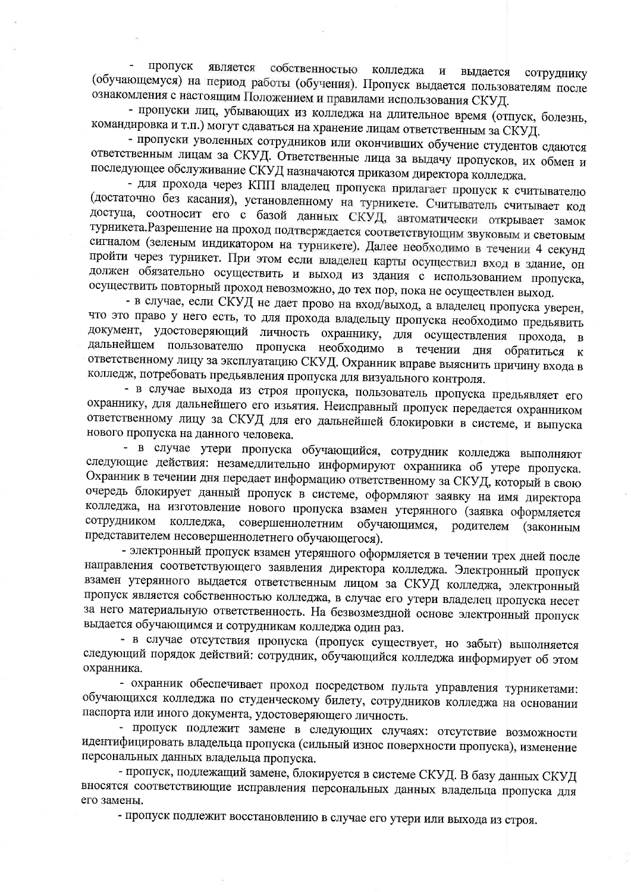- пропуск является собственностью колледжа и выдается сотруднику (обучающемуся) на период работы (обучения). Пропуск выдается пользователям после ознакомления с настоящим Положением и правилами использования СКУД.

- пропуски лиц, убывающих из колледжа на длительное время (отпуск, болезнь, командировка и т.п.) могут сдаваться на хранение лицам ответственным за СКУД.

- пропуски уволенных сотрудников или окончивших обучение студентов сдаются ответственным лицам за СКУД. Ответственные лица за выдачу пропусков, их обмен и последующее обслуживание СКУД назначаются приказом директора колледжа.

- для прохода через КПП владелец пропуска прилагает пропуск к считывателю (достаточно без касания), установленному на турникете. Считыватель считывает код доступа, соотносит его с базой данных СКУД, автоматически открывает замок турникета.Разрешение на проход подтверждается соответствующим звуковым и световым сигналом (зеленым индикатором на турникете). Далее необходимо в течении 4 секунд пройти через турникет. При этом если владелец карты осуществил вход в здание, он должен обязательно осуществить и выход из здания с использованием пропуска, осуществить повторный проход невозможно, до тех пор, пока не осуществлен выход.

- в случае, если СКУД не дает прово на вход/выход, а владелец пропуска уверен, что это право у него есть, то для прохода владельцу пропуска необходимо предъявить документ, удостоверяющий личность охраннику, для осуществления прохода, в дальнейшем пользователю пропуска необходимо в течении дня обратиться к ответственному лицу за эксплуатацию СКУД. Охранник вправе выяснить причину входа в колледж, потребовать предъявления пропуска для визуального контроля.

- в случае выхода из строя пропуска, пользователь пропуска предъявляет его охраннику, для дальнейшего его изьятия. Неисправный пропуск передается охранником ответственному лицу за СКУД для его дальнейшей блокировки в системе, и выпуска нового пропуска на данного человека.

- в случае утери пропуска обучающийся, сотрудник колледжа выполняют следующие действия: незамедлительно информируют охранника об утере пропуска. Охранник в течении дня передает информацию ответственному за СКУД, который в свою очередь блокирует данный пропуск в системе, оформляют заявку на имя директора колледжа, на изготовление нового пропуска взамен утерянного (заявка оформляется сотрудником колледжа, совершеннолетним обучающимся, родителем (законным представителем несовершеннолетнего обучающегося).

- электронный пропуск взамен утерянного оформляется в течении трех дней после направления соответствующего заявления директора колледжа. Электронный пропуск взамен утерянного выдается ответственным лицом за СКУД колледжа, электронный пропуск является собственностью колледжа, в случае его утери владелец пропуска несет за него материальную ответственность. На безвозмездной основе электронный пропуск выдается обучающимся и сотрудникам колледжа один раз.

- в случае отсутствия пропуска (пропуск существует, но забыт) выполняется следующий порядок действий: сотрудник, обучающийся колледжа информирует об этом охранника.

- охранник обеспечивает проход посредством пульта управления турникетами: обучающихся колледжа по студенческому билету, сотрудников колледжа на основании паспорта или иного документа, удостоверяющего личность.

- пропуск подлежит замене в следующих случаях: отсутствие возможности идентифицировать владельца пропуска (сильный износ поверхности пропуска), изменение персональных данных владельца пропуска.

- пропуск, подлежащий замене, блокируется в системе СКУД. В базу данных СКУД вносятся соответствиющие исправления персональных данных владельца пропуска для его замены.

- пропуск подлежит восстановлению в случае его утери или выхода из строя.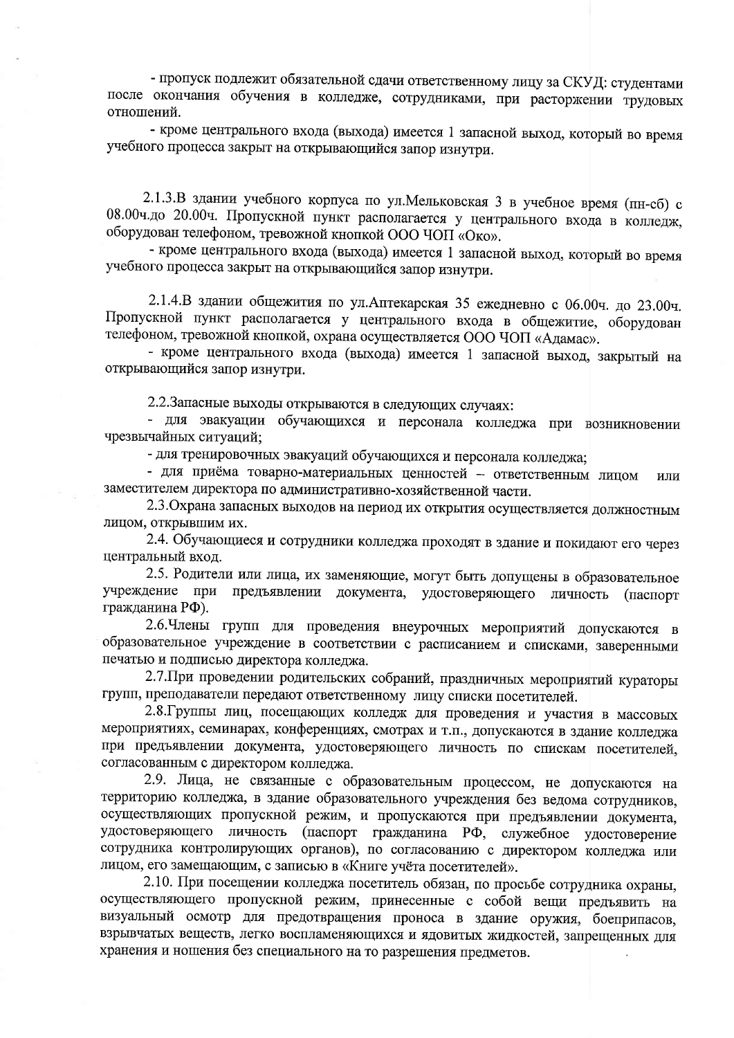- пропуск подлежит обязательной сдачи ответственному лицу за СКУД: студентами после окончания обучения в колледже, сотрудниками, при расторжении трудовых отношений.

- кроме центрального входа (выхода) имеется 1 запасной выход, который во время учебного процесса закрыт на открывающийся запор изнутри.

2.1.3.В здании учебного корпуса по ул.Мельковская 3 в учебное время (пн-сб) с 08.00ч.до 20.00ч. Пропускной пункт располагается у центрального входа в колледж, оборудован телефоном, тревожной кнопкой ООО ЧОП «Око».

- кроме центрального входа (выхода) имеется 1 запасной выход, который во время учебного процесса закрыт на открывающийся запор изнутри.

2.1.4.В здании общежития по ул.Аптекарская 35 ежедневно с 06.00ч. до 23.00ч. Пропускной пункт располагается у центрального входа в общежитие, оборудован телефоном, тревожной кнопкой, охрана осуществляется ООО ЧОП «Адамас».

- кроме центрального входа (выхода) имеется 1 запасной выход, закрытый на открывающийся запор изнутри.

2.2.Запасные выходы открываются в следующих случаях:

- для эвакуации обучающихся и персонала колледжа при возникновении чрезвычайных ситуаций;
- для тренировочных эвакуаций обучающихся и персонала колледжа;
- для приёма товарно-материальных ценностей – ответственным лицом или заместителем директора по административно-хозяйственной части.

2.3.Охрана запасных выходов на период их открытия осуществляется должностным лицом, открывшим их.

2.4. Обучающиеся и сотрудники колледжа проходят в здание и покидают его через центральный вход.

2.5. Родители или лица, их заменяющие, могут быть допущены в образовательное учреждение при предъявлении документа, удостоверяющего личность (паспорт гражданина РФ).

2.6.Члены групп для проведения внеурочных мероприятий допускаются в образовательное учреждение в соответствии с расписанием и списками, заверенными печатью и подписью директора колледжа.

2.7.При проведении родительских собраний, праздничных мероприятий кураторы групп, преподаватели передают ответственному лицу списки посетителей.

2.8.Группы лиц, посещающих колледж для проведения и участия в массовых мероприятиях, семинарах, конференциях, смотрах и т.п., допускаются в здание колледжа при предъявлении документа, удостоверяющего личность по спискам посетителей, согласованным с директором колледжа.

2.9. Лица, не связанные с образовательным процессом, не допускаются на территорию колледжа, в здание образовательного учреждения без ведома сотрудников, осуществляющих пропускной режим, и пропускаются при предъявлении документа, удостоверяющего личность (паспорт гражданина РФ, служебное удостоверение сотрудника контролирующих органов), по согласованию с директором колледжа или лицом, его замещающим, с записью в «Книге учёта посетителей».

2.10. При посещении колледжа посетитель обязан, по просьбе сотрудника охраны, осуществляющего пропускной режим, принесенные с собой вещи предъявить на визуальный осмотр для предотвращения проноса в здание оружия, боеприпасов, взрывчатых веществ, легко воспламеняющихся и ядовитых жидкостей, запрещенных для хранения и ношения без специального на то разрешения предметов.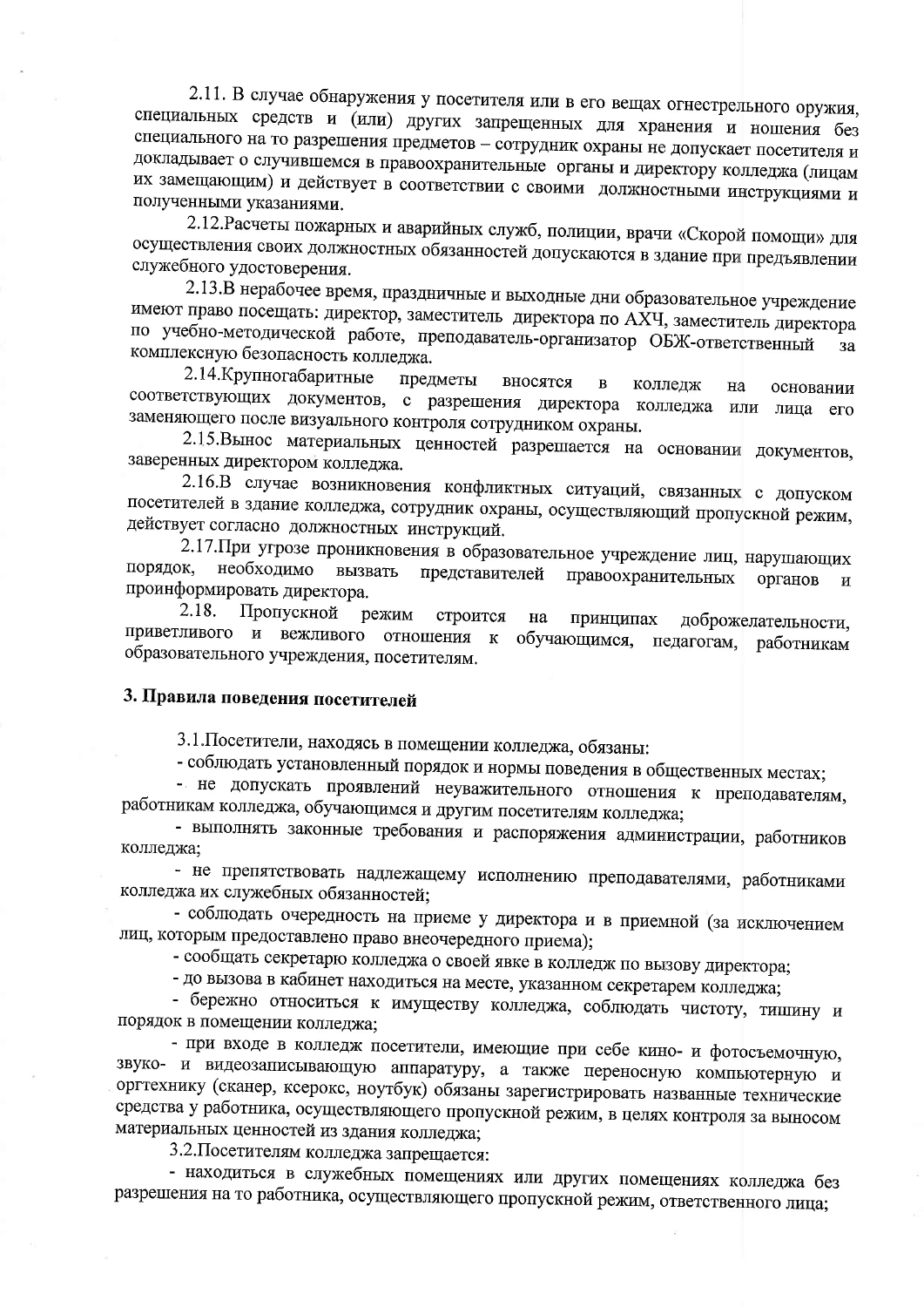2.11. В случае обнаружения у посетителя или в его вещах огнестрельного оружия, специальных средств и (или) других запрещенных для хранения и ношения без специального на то разрешения предметов – сотрудник охраны не допускает посетителя и докладывает о случившемся в правоохранительные органы и директору колледжа (лицам их замещающим) и действует в соответствии с своими должностными инструкциями и полученными указаниями.

2.12.Расчеты пожарных и аварийных служб, полиции, врачи «Скорой помощи» для осуществления своих должностных обязанностей допускаются в здание при предъявлении служебного удостоверения.

2.13.В нерабочее время, праздничные и выходные дни образовательное учреждение имеют право посещать: директор, заместитель директора по АХЧ, заместитель директора по учебно-методической работе, преподаватель-организатор ОБЖ-ответственный за комплексную безопасность колледжа.

2.14.Крупногабаритные предметы вносятся в колледж на основании соответствующих документов, с разрешения директора колледжа или лица его заменяющего после визуального контроля сотрудником охраны.

2.15.Вынос материальных ценностей разрешается на основании документов, заверенных директором колледжа.

2.16.В случае возникновения конфликтных ситуаций, связанных с допуском посетителей в здание колледжа, сотрудник охраны, осуществляющий пропускной режим, действует согласно должностных инструкций.

2.17.При угрозе проникновения в образовательное учреждение лиц, нарушающих порядок, необходимо вызвать представителей правоохранительных органов и проинформировать директора.

2.18. Пропускной режим строится на принципах доброжелательности, приветливого и вежливого отношения к обучающимся, педагогам, работникам образовательного учреждения, посетителям.

## 3. Правила поведения посетителей

3.1.Посетители, находясь в помещении колледжа, обязаны:

- соблюдать установленный порядок и нормы поведения в общественных местах;
- не допускать проявлений неуважительного отношения к преподавателям, работникам колледжа, обучающимся и другим посетителям колледжа;
- выполнять законные требования и распоряжения администрации, работников колледжа;
- не препятствовать надлежащему исполнению преподавателями, работниками колледжа их служебных обязанностей;
- соблюдать очередность на приеме у директора и в приемной (за исключением лиц, которым предоставлено право внеочередного приема);
- сообщать секретарю колледжа о своей явке в колледж по вызову директора;
- до вызова в кабинет находиться на месте, указанном секретарем колледжа;
- бережно относиться к имуществу колледжа, соблюдать чистоту, тишину и порядок в помещении колледжа;
- при входе в колледж посетители, имеющие при себе кино- и фотосъемочную, звуко- и видеозаписывающую аппаратуру, а также переносную компьютерную и оргтехнику (сканер, ксерокс, ноутбук) обязаны зарегистрировать названные технические средства у работника, осуществляющего пропускной режим, в целях контроля за выносом материальных ценностей из здания колледжа;

3.2.Посетителям колледжа запрещается:

- находиться в служебных помещениях или других помещениях колледжа без разрешения на то работника, осуществляющего пропускной режим, ответственного лица;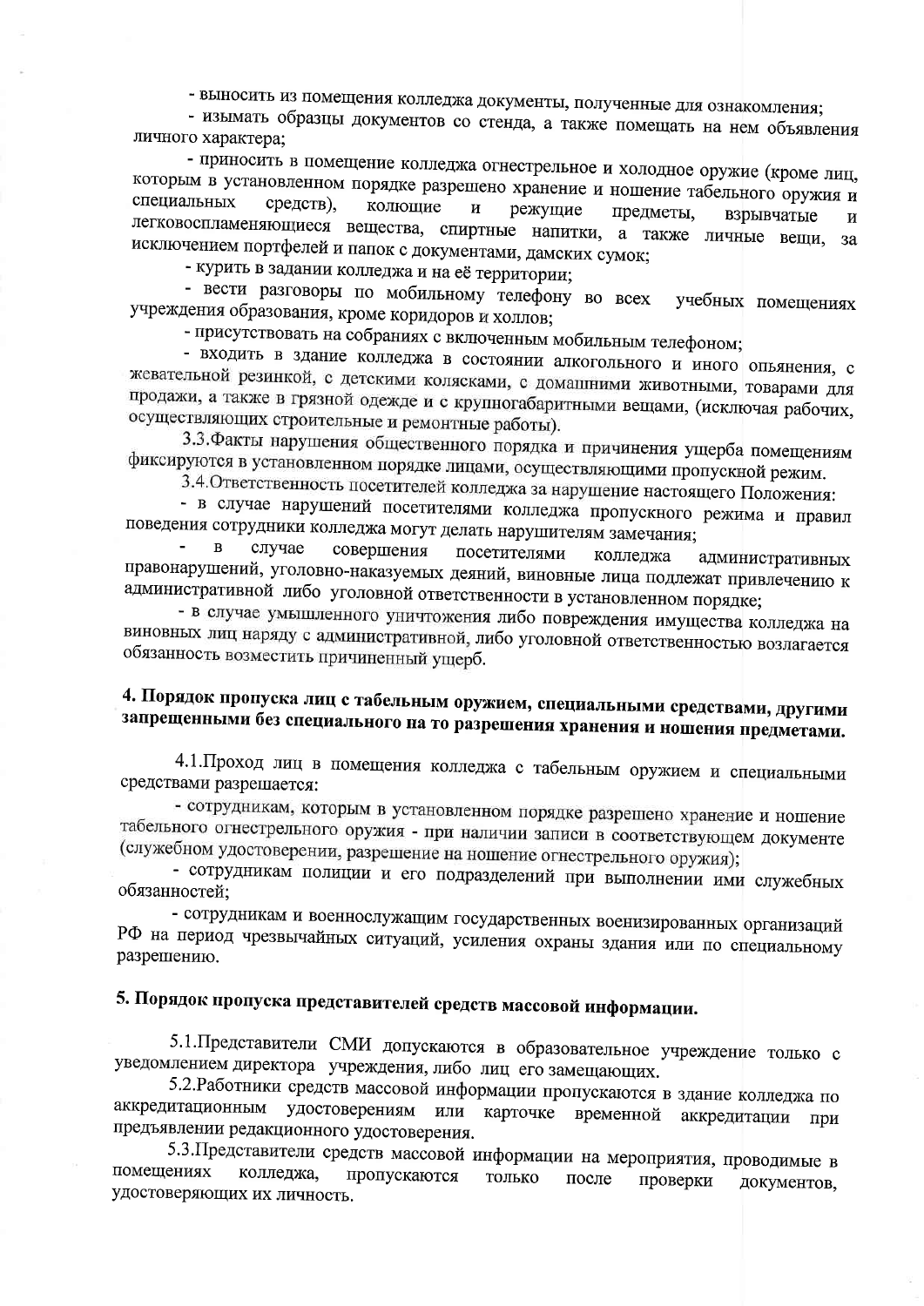- выносить из помещения колледжа документы, полученные для ознакомления;

- изымать образцы документов со стенда, а также помещать на нем объявления личного характера;

- приносить в помещение колледжа огнестрельное и холодное оружие (кроме лиц, которым в установленном порядке разрешено хранение и ношение табельного оружия и специальных средств), колющие и режущие предметы, взрывчатые и легковоспламеняющиеся вещества, спиртные напитки, а также личные вещи, за исключением портфелей и папок с документами, дамских сумок;

- курить в задании колледжа и на её территории;

- вести разговоры по мобильному телефону во всех учебных помещениях учреждения образования, кроме коридоров и холлов;

- присутствовать на собраниях с включенным мобильным телефоном;

- входить в здание колледжа в состоянии алкогольного и иного опьянения, с жевательной резинкой, с детскими колясками, с домашними животными, товарами для продажи, а также в грязной одежде и с крупногабаритными вещами, (исключая рабочих, осуществляющих строительные и ремонтные работы).

3.3.Факты нарушения общественного порядка и причинения ущерба помещениям фиксируются в установленном порядке лицами, осуществляющими пропускной режим.

3.4.Ответственность посетителей колледжа за нарушение настоящего Положения:

- в случае нарушений посетителями колледжа пропускного режима и правил поведения сотрудники колледжа могут делать нарушителям замечания;

- в случае совершения посетителями колледжа административных правонарушений, уголовно-наказуемых деяний, виновные лица подлежат привлечению к административной либо уголовной ответственности в установленном порядке;

- в случае умышленного уничтожения либо повреждения имущества колледжа на виновных лиц наряду с административной, либо уголовной ответственностью возлагается обязанность возместить причиненный ущерб.

## 4. Порядок пропуска лиц с табельным оружием, специальными средствами, другими запрещенными без специального на то разрешения хранения и ношения предметами.

4.1.Проход лиц в помещения колледжа с табельным оружием и специальными средствами разрешается:

- сотрудникам, которым в установленном порядке разрешено хранение и ношение табельного огнестрельного оружия - при наличии записи в соответствующем документе (служебном удостоверении, разрешение на ношение огнестрельного оружия);

- сотрудникам полиции и его подразделений при выполнении ими служебных обязанностей;

- сотрудникам и военнослужащим государственных военизированных организаций РФ на период чрезвычайных ситуаций, усиления охраны здания или по специальному разрешению.

## 5. Порядок пропуска представителей средств массовой информации.

5.1.Представители СМИ допускаются в образовательное учреждение только с уведомлением директора учреждения, либо лиц его замещающих.

5.2.Работники средств массовой информации пропускаются в здание колледжа по аккредитационным удостоверениям или карточке временной аккредитации при предъявлении редакционного удостоверения.

5.3.Представители средств массовой информации на мероприятия, проводимые в помещениях колледжа, пропускаются только после проверки документов, удостоверяющих их личность.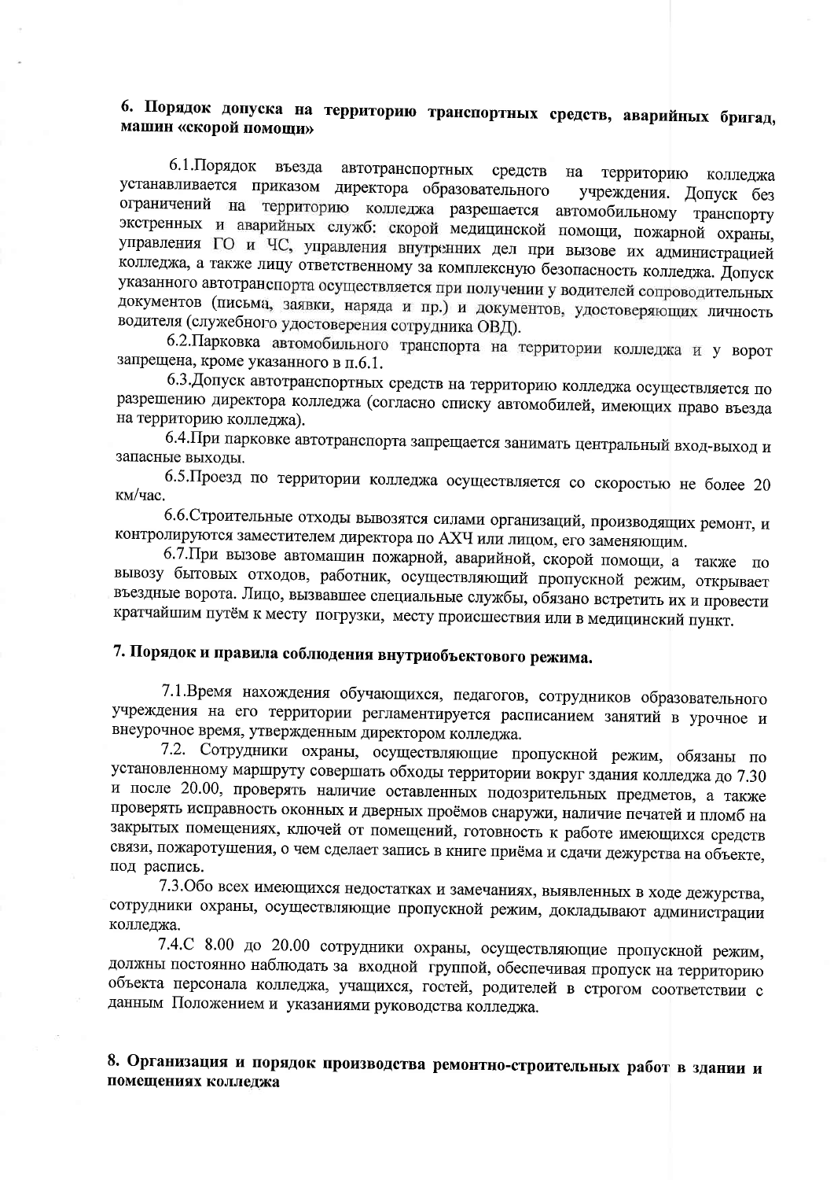## 6. Порядок допуска на территорию транспортных средств, аварийных бригад, машин «скорой помощи»

6.1.Порядок въезда автотранспортных средств на территорию колледжа устанавливается приказом директора образовательного учреждения. Допуск без ограничений на территорию колледжа разрешается автомобильному транспорту экстренных и аварийных служб: скорой медицинской помощи, пожарной охраны, управления ГО и ЧС, управления внутренних дел при вызове их администрацией колледжа, а также лицу ответственному за комплексную безопасность колледжа. Допуск указанного автотранспорта осуществляется при получении у водителей сопроводительных документов (письма, заявки, наряда и пр.) и документов, удостоверяющих личность водителя (служебного удостоверения сотрудника ОВД).

6.2.Парковка автомобильного транспорта на территории колледжа и у ворот запрещена, кроме указанного в п.6.1.

6.3.Допуск автотранспортных средств на территорию колледжа осуществляется по разрешению директора колледжа (согласно списку автомобилей, имеющих право въезда на территорию колледжа).

6.4.При парковке автотранспорта запрещается занимать центральный вход-выход и запасные выходы.

6.5.Проезд по территории колледжа осуществляется со скоростью не более 20 км/час.

6.6.Строительные отходы вывозятся силами организаций, производящих ремонт, и контролируются заместителем директора по АХЧ или лицом, его заменяющим.

6.7.При вызове автомашин пожарной, аварийной, скорой помощи, а также по вывозу бытовых отходов, работник, осуществляющий пропускной режим, открывает въездные ворота. Лицо, вызвавшее специальные службы, обязано встретить их и провести кратчайшим путём к месту погрузки, месту происшествия или в медицинский пункт.

## 7. Порядок и правила соблюдения внутриобъектового режима.

7.1.Время нахождения обучающихся, педагогов, сотрудников образовательного учреждения на его территории регламентируется расписанием занятий в урочное и внеурочное время, утвержденным директором колледжа.

7.2. Сотрудники охраны, осуществляющие пропускной режим, обязаны по установленному маршруту совершать обходы территории вокруг здания колледжа до 7.30 и после 20.00, проверять наличие оставленных подозрительных предметов, а также проверять исправность оконных и дверных проёмов снаружи, наличие печатей и пломб на закрытых помещениях, ключей от помещений, готовность к работе имеющихся средств связи, пожаротушения, о чем сделает запись в книге приёма и сдачи дежурства на объекте, под распись.

7.3.Обо всех имеющихся недостатках и замечаниях, выявленных в ходе дежурства, сотрудники охраны, осуществляющие пропускной режим, докладывают администрации колледжа.

7.4.С 8.00 до 20.00 сотрудники охраны, осуществляющие пропускной режим, должны постоянно наблюдать за входной группой, обеспечивая пропуск на территорию объекта персонала колледжа, учащихся, гостей, родителей в строгом соответствии с данным Положением и указаниями руководства колледжа.

## 8. Организация и порядок производства ремонтно-строительных работ в здании и помещениях колледжа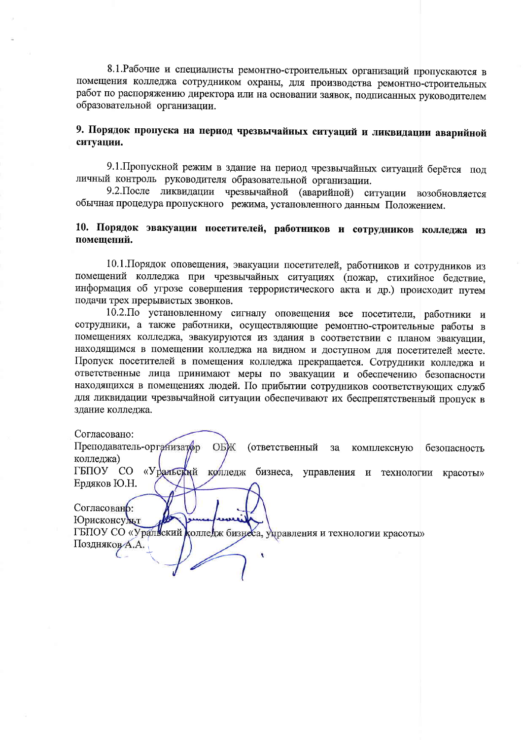8.1.Рабочие и специалисты ремонтно-строительных организаций пропускаются в помещения колледжа сотрудником охраны, для производства ремонтно-строительных работ по распоряжению директора или на основании заявок, подписанных руководителем образовательной организации.

## 9. Порядок пропуска на период чрезвычайных ситуаций и ликвидации аварийной ситуации.

9.1.Пропускной режим в здание на период чрезвычайных ситуаций берётся под личный контроль руководителя образовательной организации.

9.2.После ликвидации чрезвычайной (аварийной) ситуации возобновляется обычная процедура пропускного режима, установленного данным Положением.

## 10. Порядок эвакуации посетителей, работников и сотрудников колледжа из помещений.

10.1.Порядок оповещения, эвакуации посетителей, работников и сотрудников из помещений колледжа при чрезвычайных ситуациях (пожар, стихийное бедствие, информация об угрозе совершения террористического акта и др.) происходит путем подачи трех прерывистых звонков.

10.2.По установленному сигналу оповещения все посетители, работники и сотрудники, а также работники, осуществляющие ремонтно-строительные работы в помещениях колледжа, эвакуируются из здания в соответствии с планом эвакуации, находящимся в помещении колледжа на видном и доступном для посетителей месте. Пропуск посетителей в помещения колледжа прекращается. Сотрудники колледжа и ответственные лица принимают меры по эвакуации и обеспечению безопасности находящихся в помещениях людей. По прибытии сотрудников соответствующих служб для ликвидации чрезвычайной ситуации обеспечивают их беспрепятственный пропуск в здание колледжа.

Согласовано:
Преподаватель-организатор ОБЖ (ответственный за комплексную безопасность колледжа)
ГБПОУ СО «Уральский колледж бизнеса, управления и технологии красоты»
Ердяков Ю.Н.

Согласовано:
Юрисконсульт
ГБПОУ СО «Уральский колледж бизнеса, управления и технологии красоты»
Поздняков А.А.